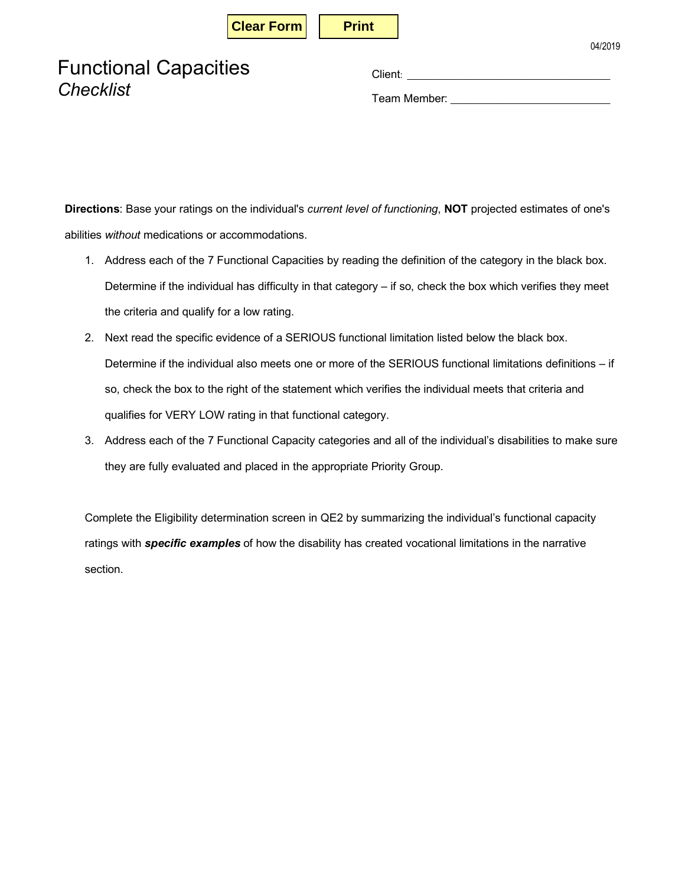Clear Form | Print

04/2019

# Functional Capacities *Checklist*

Client: ______________________________

Team Member: __________________________

**Directions**: Base your ratings on the individual's *current level of functioning*, **NOT** projected estimates of one's abilities *without* medications or accommodations.

1. Address each of the 7 Functional Capacities by reading the definition of the category in the black box. Determine if the individual has difficulty in that category – if so, check the box which verifies they meet the criteria and qualify for a low rating.
2. Next read the specific evidence of a SERIOUS functional limitation listed below the black box. Determine if the individual also meets one or more of the SERIOUS functional limitations definitions – if so, check the box to the right of the statement which verifies the individual meets that criteria and qualifies for VERY LOW rating in that functional category.
3. Address each of the 7 Functional Capacity categories and all of the individual's disabilities to make sure they are fully evaluated and placed in the appropriate Priority Group.

Complete the Eligibility determination screen in QE2 by summarizing the individual's functional capacity ratings with ***specific examples*** of how the disability has created vocational limitations in the narrative section.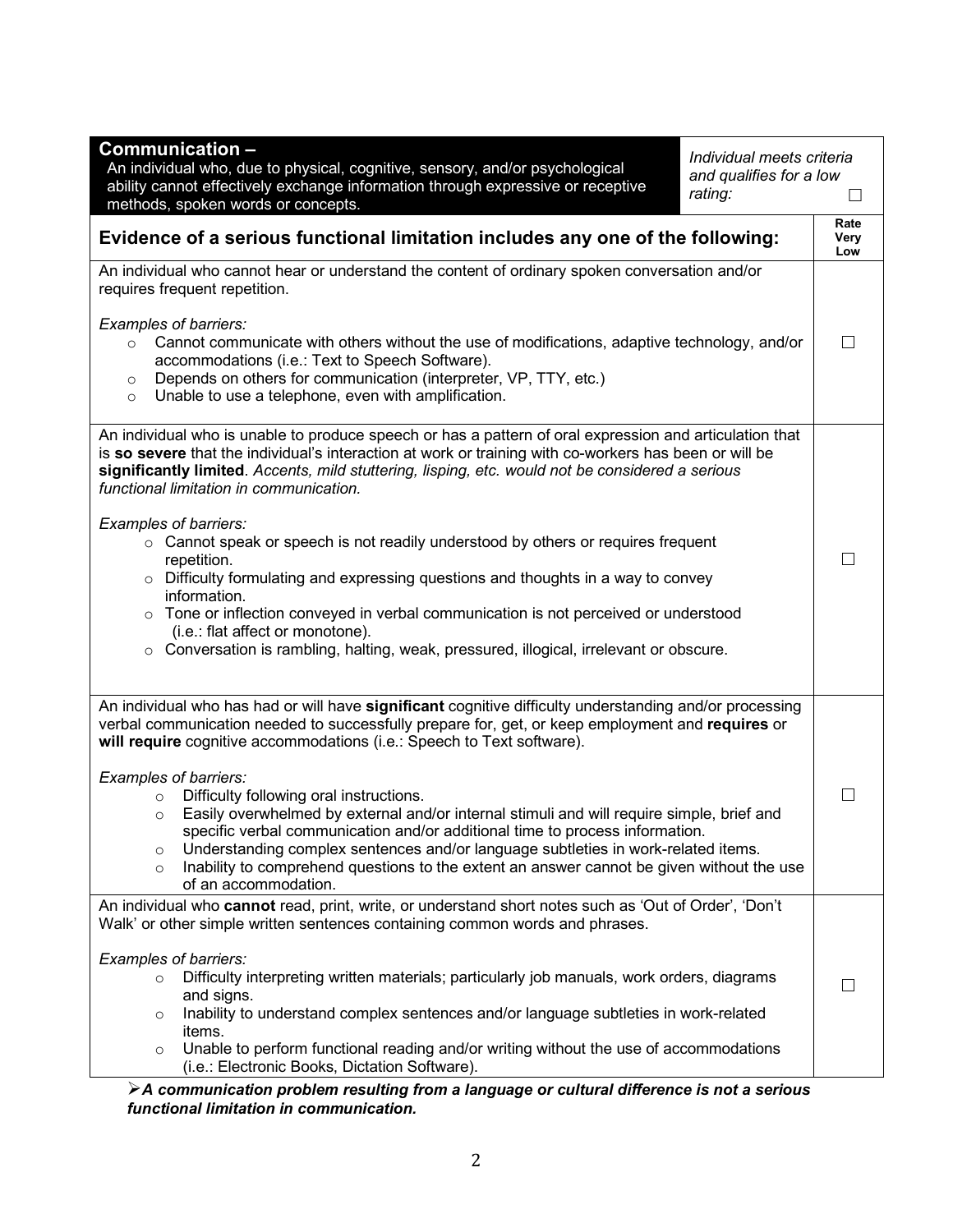| **Communication –** An individual who, due to physical, cognitive, sensory, and/or psychological ability cannot effectively exchange information through expressive or receptive methods, spoken words or concepts. | *Individual meets criteria and qualifies for a low rating:* ☐ |
|---|---|
| **Evidence of a serious functional limitation includes any one of the following:** | **Rate Very Low** |
| An individual who cannot hear or understand the content of ordinary spoken conversation and/or requires frequent repetition.<br><br>*Examples of barriers:*<br>○ Cannot communicate with others without the use of modifications, adaptive technology, and/or accommodations (i.e.: Text to Speech Software).<br>○ Depends on others for communication (interpreter, VP, TTY, etc.)<br>○ Unable to use a telephone, even with amplification. | ☐ |
| An individual who is unable to produce speech or has a pattern of oral expression and articulation that is **so severe** that the individual's interaction at work or training with co-workers has been or will be **significantly limited**. *Accents, mild stuttering, lisping, etc. would not be considered a serious functional limitation in communication.*<br><br>*Examples of barriers:*<br>○ Cannot speak or speech is not readily understood by others or requires frequent repetition.<br>○ Difficulty formulating and expressing questions and thoughts in a way to convey information.<br>○ Tone or inflection conveyed in verbal communication is not perceived or understood (i.e.: flat affect or monotone).<br>○ Conversation is rambling, halting, weak, pressured, illogical, irrelevant or obscure. | ☐ |
| An individual who has had or will have **significant** cognitive difficulty understanding and/or processing verbal communication needed to successfully prepare for, get, or keep employment and **requires** or **will require** cognitive accommodations (i.e.: Speech to Text software).<br><br>*Examples of barriers:*<br>○ Difficulty following oral instructions.<br>○ Easily overwhelmed by external and/or internal stimuli and will require simple, brief and specific verbal communication and/or additional time to process information.<br>○ Understanding complex sentences and/or language subtleties in work-related items.<br>○ Inability to comprehend questions to the extent an answer cannot be given without the use of an accommodation. | ☐ |
| An individual who **cannot** read, print, write, or understand short notes such as 'Out of Order', 'Don't Walk' or other simple written sentences containing common words and phrases.<br><br>*Examples of barriers:*<br>○ Difficulty interpreting written materials; particularly job manuals, work orders, diagrams and signs.<br>○ Inability to understand complex sentences and/or language subtleties in work-related items.<br>○ Unable to perform functional reading and/or writing without the use of accommodations (i.e.: Electronic Books, Dictation Software). | ☐ |

➢ ***A communication problem resulting from a language or cultural difference is not a serious functional limitation in communication.***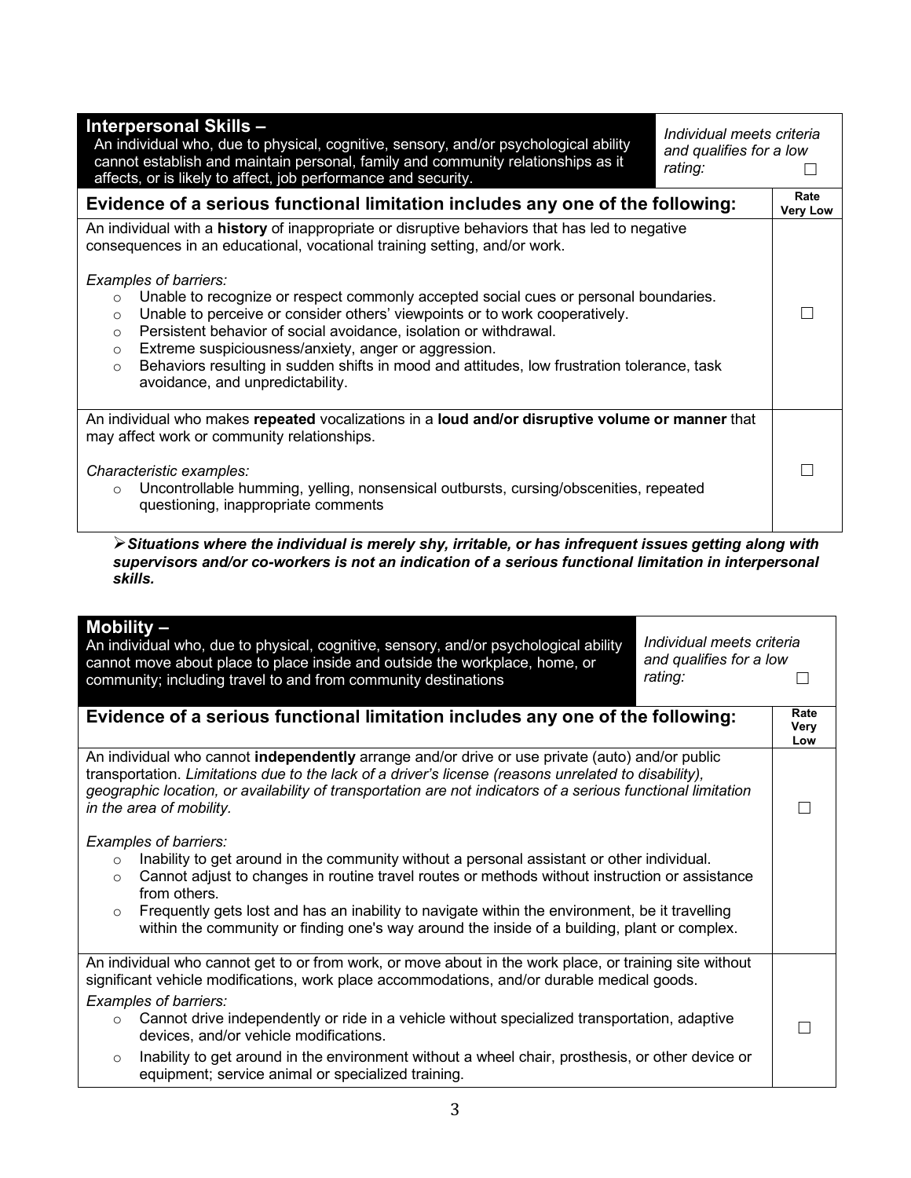| **Interpersonal Skills –** An individual who, due to physical, cognitive, sensory, and/or psychological ability cannot establish and maintain personal, family and community relationships as it affects, or is likely to affect, job performance and security. | *Individual meets criteria and qualifies for a low rating:* ☐ |
|---|---|
| **Evidence of a serious functional limitation includes any one of the following:** | **Rate Very Low** |
| An individual with a **history** of inappropriate or disruptive behaviors that has led to negative consequences in an educational, vocational training setting, and/or work.<br><br>*Examples of barriers:*<br>○ Unable to recognize or respect commonly accepted social cues or personal boundaries.<br>○ Unable to perceive or consider others' viewpoints or to work cooperatively.<br>○ Persistent behavior of social avoidance, isolation or withdrawal.<br>○ Extreme suspiciousness/anxiety, anger or aggression.<br>○ Behaviors resulting in sudden shifts in mood and attitudes, low frustration tolerance, task avoidance, and unpredictability. | ☐ |
| An individual who makes **repeated** vocalizations in a **loud and/or disruptive volume or manner** that may affect work or community relationships.<br><br>*Characteristic examples:*<br>○ Uncontrollable humming, yelling, nonsensical outbursts, cursing/obscenities, repeated questioning, inappropriate comments | ☐ |

➢ ***Situations where the individual is merely shy, irritable, or has infrequent issues getting along with supervisors and/or co-workers is not an indication of a serious functional limitation in interpersonal skills.***

| **Mobility –** An individual who, due to physical, cognitive, sensory, and/or psychological ability cannot move about place to place inside and outside the workplace, home, or community; including travel to and from community destinations | *Individual meets criteria and qualifies for a low rating:* ☐ |
|---|---|
| **Evidence of a serious functional limitation includes any one of the following:** | **Rate Very Low** |
| An individual who cannot **independently** arrange and/or drive or use private (auto) and/or public transportation. *Limitations due to the lack of a driver's license (reasons unrelated to disability), geographic location, or availability of transportation are not indicators of a serious functional limitation in the area of mobility.*<br><br>*Examples of barriers:*<br>○ Inability to get around in the community without a personal assistant or other individual.<br>○ Cannot adjust to changes in routine travel routes or methods without instruction or assistance from others.<br>○ Frequently gets lost and has an inability to navigate within the environment, be it travelling within the community or finding one's way around the inside of a building, plant or complex. | ☐ |
| An individual who cannot get to or from work, or move about in the work place, or training site without significant vehicle modifications, work place accommodations, and/or durable medical goods.<br><br>*Examples of barriers:*<br>○ Cannot drive independently or ride in a vehicle without specialized transportation, adaptive devices, and/or vehicle modifications.<br>○ Inability to get around in the environment without a wheel chair, prosthesis, or other device or equipment; service animal or specialized training. | ☐ |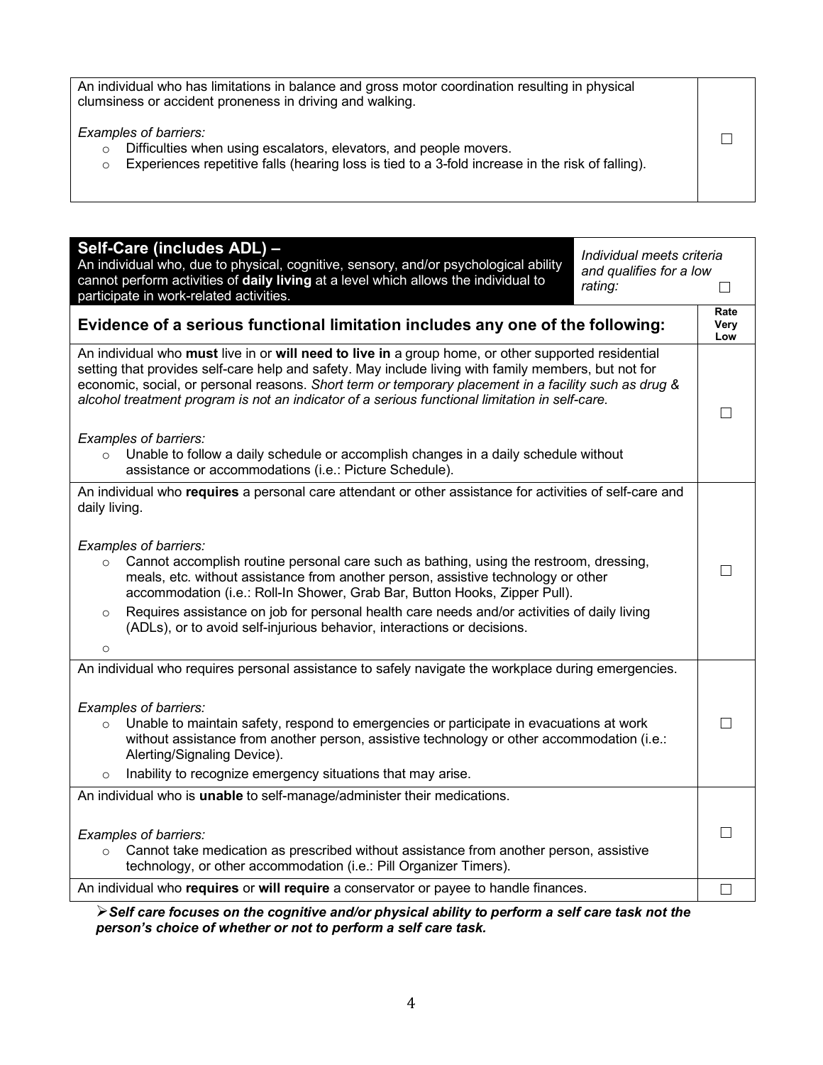| | |
|---|---|
| An individual who has limitations in balance and gross motor coordination resulting in physical clumsiness or accident proneness in driving and walking.<br><br>*Examples of barriers:*<br>○ Difficulties when using escalators, elevators, and people movers.<br>○ Experiences repetitive falls (hearing loss is tied to a 3-fold increase in the risk of falling). | ☐ |

| **Self-Care (includes ADL) –** An individual who, due to physical, cognitive, sensory, and/or psychological ability cannot perform activities of **daily living** at a level which allows the individual to participate in work-related activities. | *Individual meets criteria and qualifies for a low rating:* ☐ |
|---|---|
| **Evidence of a serious functional limitation includes any one of the following:** | **Rate Very Low** |
| An individual who **must** live in or **will need to live in** a group home, or other supported residential setting that provides self-care help and safety. May include living with family members, but not for economic, social, or personal reasons. *Short term or temporary placement in a facility such as drug & alcohol treatment program is not an indicator of a serious functional limitation in self-care.*<br><br>*Examples of barriers:*<br>○ Unable to follow a daily schedule or accomplish changes in a daily schedule without assistance or accommodations (i.e.: Picture Schedule). | ☐ |
| An individual who **requires** a personal care attendant or other assistance for activities of self-care and daily living.<br><br>*Examples of barriers:*<br>○ Cannot accomplish routine personal care such as bathing, using the restroom, dressing, meals, etc. without assistance from another person, assistive technology or other accommodation (i.e.: Roll-In Shower, Grab Bar, Button Hooks, Zipper Pull).<br>○ Requires assistance on job for personal health care needs and/or activities of daily living (ADLs), or to avoid self-injurious behavior, interactions or decisions.<br>○ | ☐ |
| An individual who requires personal assistance to safely navigate the workplace during emergencies.<br><br>*Examples of barriers:*<br>○ Unable to maintain safety, respond to emergencies or participate in evacuations at work without assistance from another person, assistive technology or other accommodation (i.e.: Alerting/Signaling Device).<br>○ Inability to recognize emergency situations that may arise. | ☐ |
| An individual who is **unable** to self-manage/administer their medications.<br><br>*Examples of barriers:*<br>○ Cannot take medication as prescribed without assistance from another person, assistive technology, or other accommodation (i.e.: Pill Organizer Timers). | ☐ |
| An individual who **requires** or **will require** a conservator or payee to handle finances. | ☐ |

➢ ***Self care focuses on the cognitive and/or physical ability to perform a self care task not the person's choice of whether or not to perform a self care task.***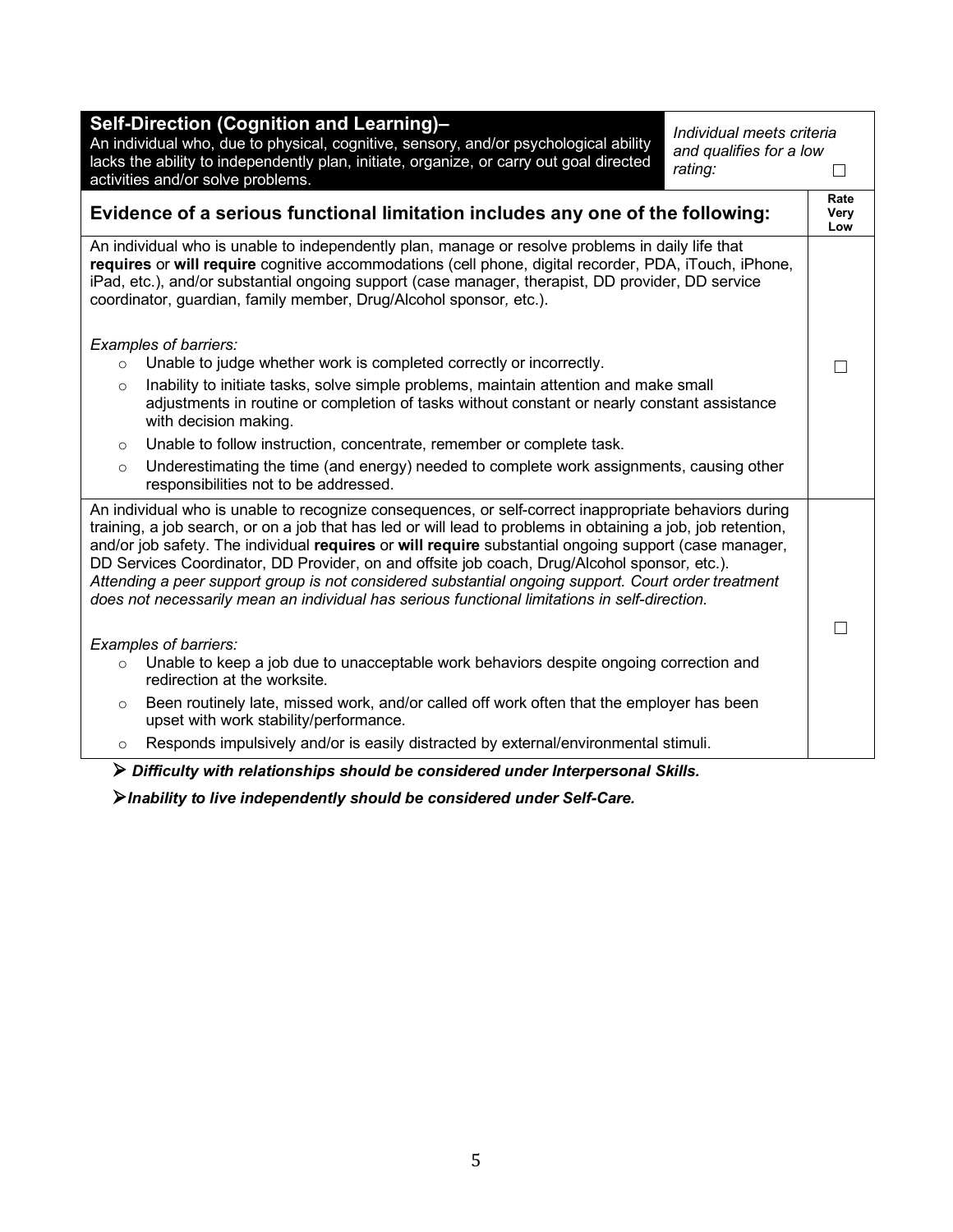| **Self-Direction (Cognition and Learning)–** An individual who, due to physical, cognitive, sensory, and/or psychological ability lacks the ability to independently plan, initiate, organize, or carry out goal directed activities and/or solve problems. | *Individual meets criteria and qualifies for a low rating:* ☐ |
|---|---|
| **Evidence of a serious functional limitation includes any one of the following:** | **Rate Very Low** |
| An individual who is unable to independently plan, manage or resolve problems in daily life that **requires** or **will require** cognitive accommodations (cell phone, digital recorder, PDA, iTouch, iPhone, iPad, etc.), and/or substantial ongoing support (case manager, therapist, DD provider, DD service coordinator, guardian, family member, Drug/Alcohol sponsor, etc.).<br><br>*Examples of barriers:*<br>○ Unable to judge whether work is completed correctly or incorrectly.<br>○ Inability to initiate tasks, solve simple problems, maintain attention and make small adjustments in routine or completion of tasks without constant or nearly constant assistance with decision making.<br>○ Unable to follow instruction, concentrate, remember or complete task.<br>○ Underestimating the time (and energy) needed to complete work assignments, causing other responsibilities not to be addressed. | ☐ |
| An individual who is unable to recognize consequences, or self-correct inappropriate behaviors during training, a job search, or on a job that has led or will lead to problems in obtaining a job, job retention, and/or job safety. The individual **requires** or **will require** substantial ongoing support (case manager, DD Services Coordinator, DD Provider, on and offsite job coach, Drug/Alcohol sponsor, etc.). *Attending a peer support group is not considered substantial ongoing support. Court order treatment does not necessarily mean an individual has serious functional limitations in self-direction.*<br><br>*Examples of barriers:*<br>○ Unable to keep a job due to unacceptable work behaviors despite ongoing correction and redirection at the worksite.<br>○ Been routinely late, missed work, and/or called off work often that the employer has been upset with work stability/performance.<br>○ Responds impulsively and/or is easily distracted by external/environmental stimuli. | ☐ |

- ***Difficulty with relationships should be considered under Interpersonal Skills.***
- ***Inability to live independently should be considered under Self-Care.***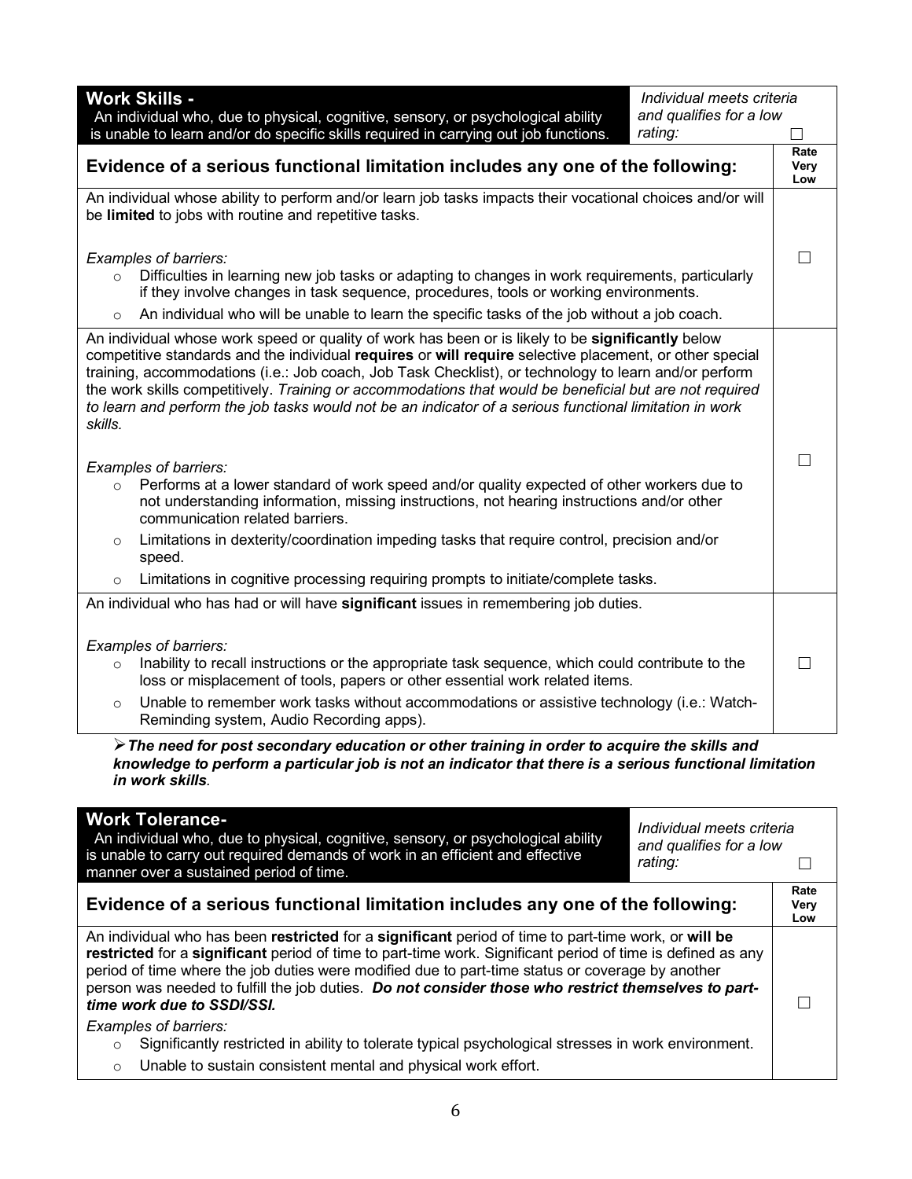| **Work Skills -** An individual who, due to physical, cognitive, sensory, or psychological ability is unable to learn and/or do specific skills required in carrying out job functions. | *Individual meets criteria and qualifies for a low rating:* ☐ |
|---|---|
| **Evidence of a serious functional limitation includes any one of the following:** | **Rate Very Low** |
| An individual whose ability to perform and/or learn job tasks impacts their vocational choices and/or will be **limited** to jobs with routine and repetitive tasks.<br><br>*Examples of barriers:*<br>○ Difficulties in learning new job tasks or adapting to changes in work requirements, particularly if they involve changes in task sequence, procedures, tools or working environments.<br>○ An individual who will be unable to learn the specific tasks of the job without a job coach. | ☐ |
| An individual whose work speed or quality of work has been or is likely to be **significantly** below competitive standards and the individual **requires** or **will require** selective placement, or other special training, accommodations (i.e.: Job coach, Job Task Checklist), or technology to learn and/or perform the work skills competitively. *Training or accommodations that would be beneficial but are not required to learn and perform the job tasks would not be an indicator of a serious functional limitation in work skills.*<br><br>*Examples of barriers:*<br>○ Performs at a lower standard of work speed and/or quality expected of other workers due to not understanding information, missing instructions, not hearing instructions and/or other communication related barriers.<br>○ Limitations in dexterity/coordination impeding tasks that require control, precision and/or speed.<br>○ Limitations in cognitive processing requiring prompts to initiate/complete tasks. | ☐ |
| An individual who has had or will have **significant** issues in remembering job duties.<br><br>*Examples of barriers:*<br>○ Inability to recall instructions or the appropriate task sequence, which could contribute to the loss or misplacement of tools, papers or other essential work related items.<br>○ Unable to remember work tasks without accommodations or assistive technology (i.e.: Watch-Reminding system, Audio Recording apps). | ☐ |

➢ ***The need for post secondary education or other training in order to acquire the skills and knowledge to perform a particular job is not an indicator that there is a serious functional limitation in work skills.***

| **Work Tolerance-** An individual who, due to physical, cognitive, sensory, or psychological ability is unable to carry out required demands of work in an efficient and effective manner over a sustained period of time. | *Individual meets criteria and qualifies for a low rating:* ☐ |
|---|---|
| **Evidence of a serious functional limitation includes any one of the following:** | **Rate Very Low** |
| An individual who has been **restricted** for a **significant** period of time to part-time work, or **will be restricted** for a **significant** period of time to part-time work. Significant period of time is defined as any period of time where the job duties were modified due to part-time status or coverage by another person was needed to fulfill the job duties. ***Do not consider those who restrict themselves to part-time work due to SSDI/SSI.***<br><br>*Examples of barriers:*<br>○ Significantly restricted in ability to tolerate typical psychological stresses in work environment.<br>○ Unable to sustain consistent mental and physical work effort. | ☐ |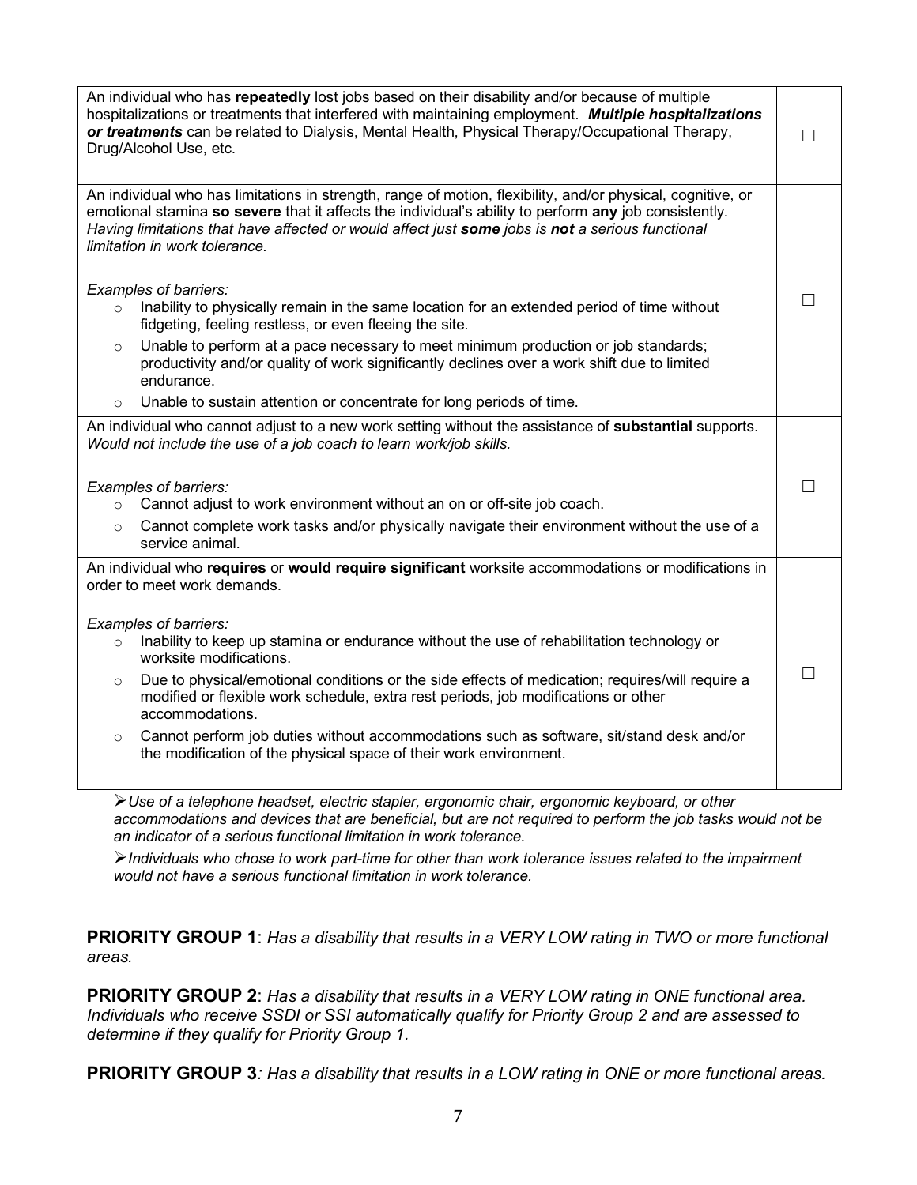| | |
|---|---|
| An individual who has **repeatedly** lost jobs based on their disability and/or because of multiple hospitalizations or treatments that interfered with maintaining employment. ***Multiple hospitalizations or treatments*** can be related to Dialysis, Mental Health, Physical Therapy/Occupational Therapy, Drug/Alcohol Use, etc. | ☐ |
| An individual who has limitations in strength, range of motion, flexibility, and/or physical, cognitive, or emotional stamina **so severe** that it affects the individual's ability to perform **any** job consistently. *Having limitations that have affected or would affect just **some** jobs is **not** a serious functional limitation in work tolerance.*<br><br>*Examples of barriers:*<br>○ Inability to physically remain in the same location for an extended period of time without fidgeting, feeling restless, or even fleeing the site.<br>○ Unable to perform at a pace necessary to meet minimum production or job standards; productivity and/or quality of work significantly declines over a work shift due to limited endurance.<br>○ Unable to sustain attention or concentrate for long periods of time. | ☐ |
| An individual who cannot adjust to a new work setting without the assistance of **substantial** supports. *Would not include the use of a job coach to learn work/job skills.*<br><br>*Examples of barriers:*<br>○ Cannot adjust to work environment without an on or off-site job coach.<br>○ Cannot complete work tasks and/or physically navigate their environment without the use of a service animal. | ☐ |
| An individual who **requires** or **would require significant** worksite accommodations or modifications in order to meet work demands.<br><br>*Examples of barriers:*<br>○ Inability to keep up stamina or endurance without the use of rehabilitation technology or worksite modifications.<br>○ Due to physical/emotional conditions or the side effects of medication; requires/will require a modified or flexible work schedule, extra rest periods, job modifications or other accommodations.<br>○ Cannot perform job duties without accommodations such as software, sit/stand desk and/or the modification of the physical space of their work environment. | ☐ |

- *Use of a telephone headset, electric stapler, ergonomic chair, ergonomic keyboard, or other accommodations and devices that are beneficial, but are not required to perform the job tasks would not be an indicator of a serious functional limitation in work tolerance.*
- *Individuals who chose to work part-time for other than work tolerance issues related to the impairment would not have a serious functional limitation in work tolerance.*

**PRIORITY GROUP 1**: *Has a disability that results in a VERY LOW rating in TWO or more functional areas.*

**PRIORITY GROUP 2**: *Has a disability that results in a VERY LOW rating in ONE functional area. Individuals who receive SSDI or SSI automatically qualify for Priority Group 2 and are assessed to determine if they qualify for Priority Group 1.*

**PRIORITY GROUP 3**: *Has a disability that results in a LOW rating in ONE or more functional areas.*